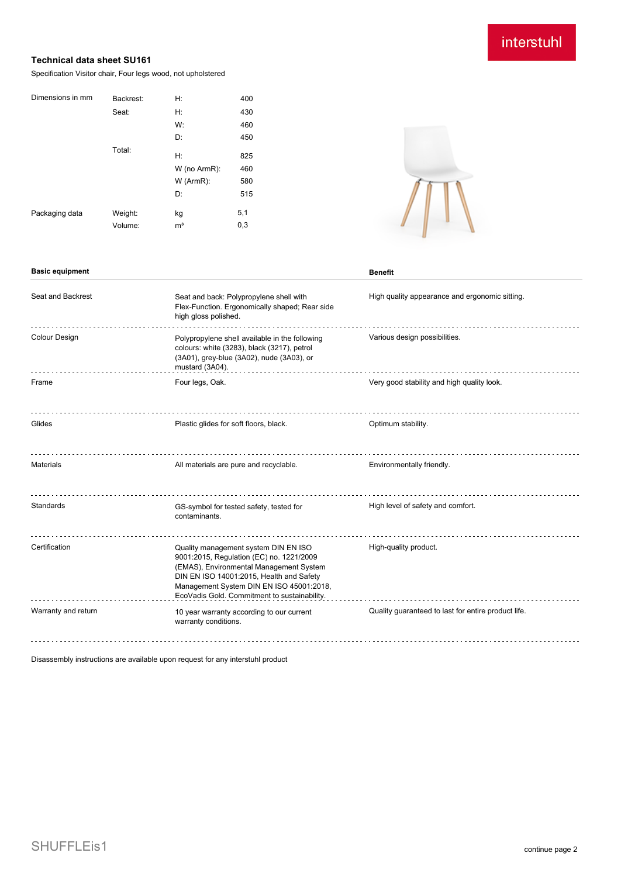interstuhl

## Technical data sheet SU161

Specification Visitor chair, Four legs wood, not upholstered

| Dimensions in mm | Backrest: | H: | 400 |
|---|---|---|---|
| | Seat: | H: | 430 |
| | | W: | 460 |
| | | D: | 450 |
| | Total: | H: | 825 |
| | | W (no ArmR): | 460 |
| | | W (ArmR): | 580 |
| | | D: | 515 |
| Packaging data | Weight: | kg | 5,1 |
| | Volume: | m³ | 0,3 |

| Basic equipment | | Benefit |
|---|---|---|
| Seat and Backrest | Seat and back: Polypropylene shell with Flex-Function. Ergonomically shaped; Rear side high gloss polished. | High quality appearance and ergonomic sitting. |
| Colour Design | Polypropylene shell available in the following colours: white (3283), black (3217), petrol (3A01), grey-blue (3A02), nude (3A03), or mustard (3A04). | Various design possibilities. |
| Frame | Four legs, Oak. | Very good stability and high quality look. |
| Glides | Plastic glides for soft floors, black. | Optimum stability. |
| Materials | All materials are pure and recyclable. | Environmentally friendly. |
| Standards | GS-symbol for tested safety, tested for contaminants. | High level of safety and comfort. |
| Certification | Quality management system DIN EN ISO 9001:2015, Regulation (EC) no. 1221/2009 (EMAS), Environmental Management System DIN EN ISO 14001:2015, Health and Safety Management System DIN EN ISO 45001:2018, EcoVadis Gold. Commitment to sustainability. | High-quality product. |
| Warranty and return | 10 year warranty according to our current warranty conditions. | Quality guaranteed to last for entire product life. |

Disassembly instructions are available upon request for any interstuhl product

SHUFFLEis1

continue page 2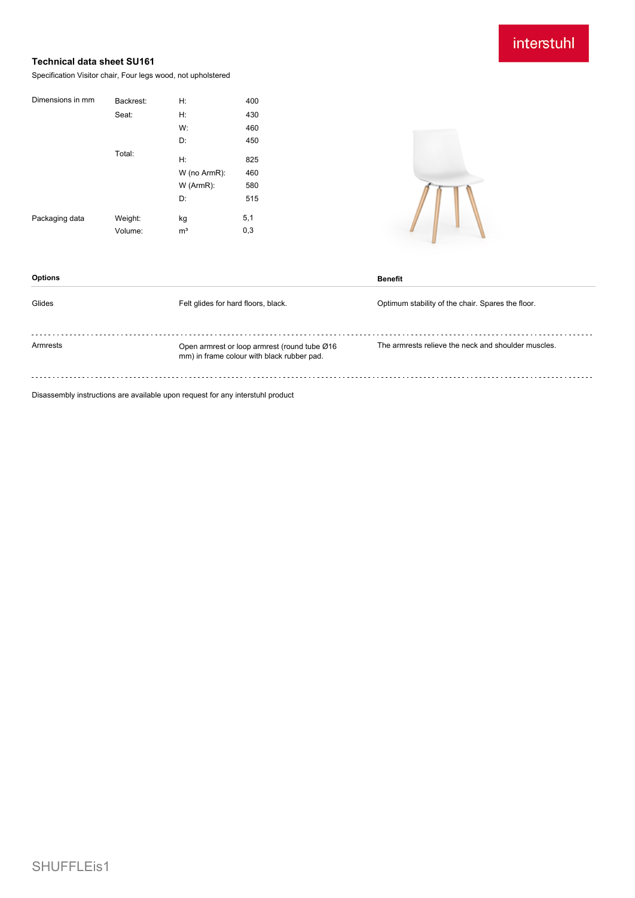interstuhl

## Technical data sheet SU161

Specification Visitor chair, Four legs wood, not upholstered

| | | | |
|---|---|---|---|
| Dimensions in mm | Backrest: | H: | 400 |
| | Seat: | H: | 430 |
| | | W: | 460 |
| | | D: | 450 |
| | Total: | H: | 825 |
| | | W (no ArmR): | 460 |
| | | W (ArmR): | 580 |
| | | D: | 515 |
| Packaging data | Weight: | kg | 5,1 |
| | Volume: | m³ | 0,3 |

| Options | | Benefit |
|---|---|---|
| Glides | Felt glides for hard floors, black. | Optimum stability of the chair. Spares the floor. |
| Armrests | Open armrest or loop armrest (round tube Ø16 mm) in frame colour with black rubber pad. | The armrests relieve the neck and shoulder muscles. |

Disassembly instructions are available upon request for any interstuhl product

SHUFFLEis1